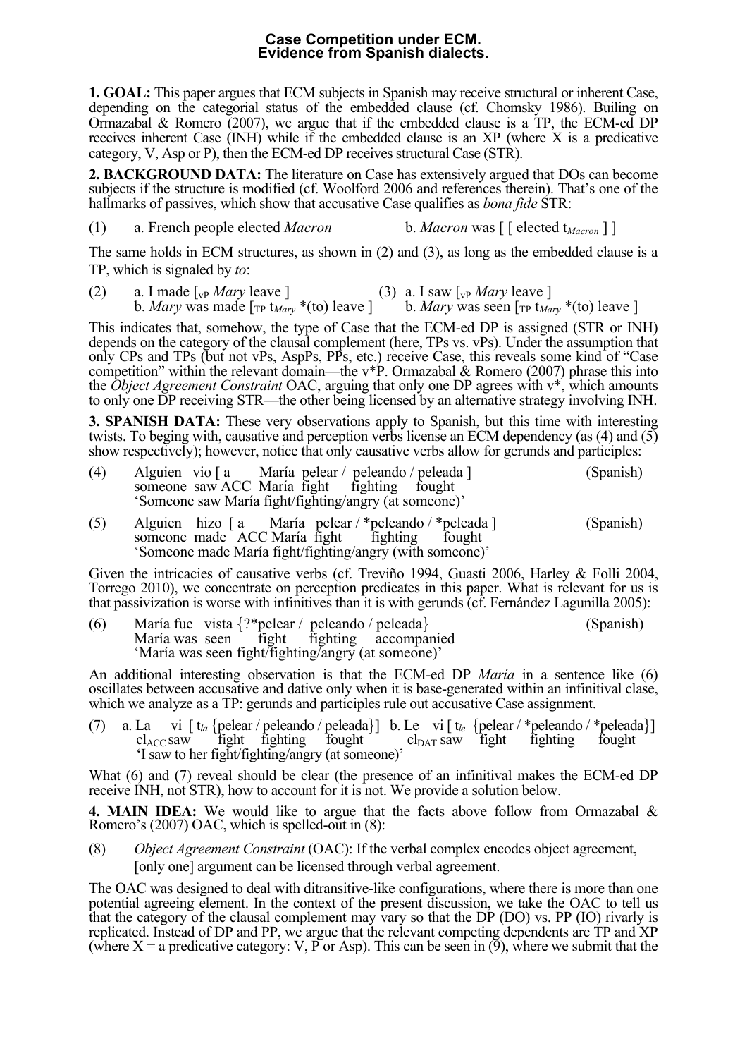# Case Competition under ECM.
# Evidence from Spanish dialects.

**1. GOAL:** This paper argues that ECM subjects in Spanish may receive structural or inherent Case, depending on the categorial status of the embedded clause (cf. Chomsky 1986). Builing on Ormazabal & Romero (2007), we argue that if the embedded clause is a TP, the ECM-ed DP receives inherent Case (INH) while if the embedded clause is an XP (where X is a predicative category, V, Asp or P), then the ECM-ed DP receives structural Case (STR).

**2. BACKGROUND DATA:** The literature on Case has extensively argued that DOs can become subjects if the structure is modified (cf. Woolford 2006 and references therein). That's one of the hallmarks of passives, which show that accusative Case qualifies as *bona fide* STR:

(1) a. French people elected *Macron* b. *Macron* was [ [ elected $t_{Macron}$ ] ]

The same holds in ECM structures, as shown in (2) and (3), as long as the embedded clause is a TP, which is signaled by *to*:

(2) a. I made [$_{vP}$ *Mary* leave ]
 b. *Mary* was made [$_{TP}$ $t_{Mary}$ \*(to) leave ]

(3) a. I saw [$_{vP}$ *Mary* leave ]
 b. *Mary* was seen [$_{TP}$ $t_{Mary}$ \*(to) leave ]

This indicates that, somehow, the type of Case that the ECM-ed DP is assigned (STR or INH) depends on the category of the clausal complement (here, TPs vs. vPs). Under the assumption that only CPs and TPs (but not vPs, AspPs, PPs, etc.) receive Case, this reveals some kind of "Case competition" within the relevant domain—the v\*P. Ormazabal & Romero (2007) phrase this into the *Object Agreement Constraint* OAC, arguing that only one DP agrees with v\*, which amounts to only one DP receiving STR—the other being licensed by an alternative strategy involving INH.

**3. SPANISH DATA:** These very observations apply to Spanish, but this time with interesting twists. To beging with, causative and perception verbs license an ECM dependency (as (4) and (5) show respectively); however, notice that only causative verbs allow for gerunds and participles:

(4) Alguien vio [ a María pelear / peleando / peleada ] (Spanish)
 someone saw ACC María fight fighting fought
 'Someone saw María fight/fighting/angry (at someone)'

(5) Alguien hizo [ a María pelear / \*peleando / \*peleada ] (Spanish)
 someone made ACC María fight fighting fought
 'Someone made María fight/fighting/angry (with someone)'

Given the intricacies of causative verbs (cf. Treviño 1994, Guasti 2006, Harley & Folli 2004, Torrego 2010), we concentrate on perception predicates in this paper. What is relevant for us is that passivization is worse with infinitives than it is with gerunds (cf. Fernández Lagunilla 2005):

(6) María fue vista {?\*pelear / peleando / peleada} (Spanish)
 María was seen fight fighting accompanied
 'María was seen fight/fighting/angry (at someone)'

An additional interesting observation is that the ECM-ed DP *María* in a sentence like (6) oscillates between accusative and dative only when it is base-generated within an infinitival clase, which we analyze as a TP: gerunds and participles rule out accusative Case assignment.

(7) a. La vi [ $t_{la}$ {pelear / peleando / peleada}]
 $cl_{ACC}$ saw fight fighting fought
 b. Le vi [ $t_{le}$ {pelear / \*peleando / \*peleada}]
 $cl_{DAT}$ saw fight fighting fought
 'I saw to her fight/fighting/angry (at someone)'

What (6) and (7) reveal should be clear (the presence of an infinitival makes the ECM-ed DP receive INH, not STR), how to account for it is not. We provide a solution below.

**4. MAIN IDEA:** We would like to argue that the facts above follow from Ormazabal & Romero's (2007) OAC, which is spelled-out in (8):

(8) *Object Agreement Constraint* (OAC): If the verbal complex encodes object agreement, [only one] argument can be licensed through verbal agreement.

The OAC was designed to deal with ditransitive-like configurations, where there is more than one potential agreeing element. In the context of the present discussion, we take the OAC to tell us that the category of the clausal complement may vary so that the DP (DO) vs. PP (IO) rivalry is replicated. Instead of DP and PP, we argue that the relevant competing dependents are TP and XP (where X = a predicative category: V, P or Asp). This can be seen in (9), where we submit that the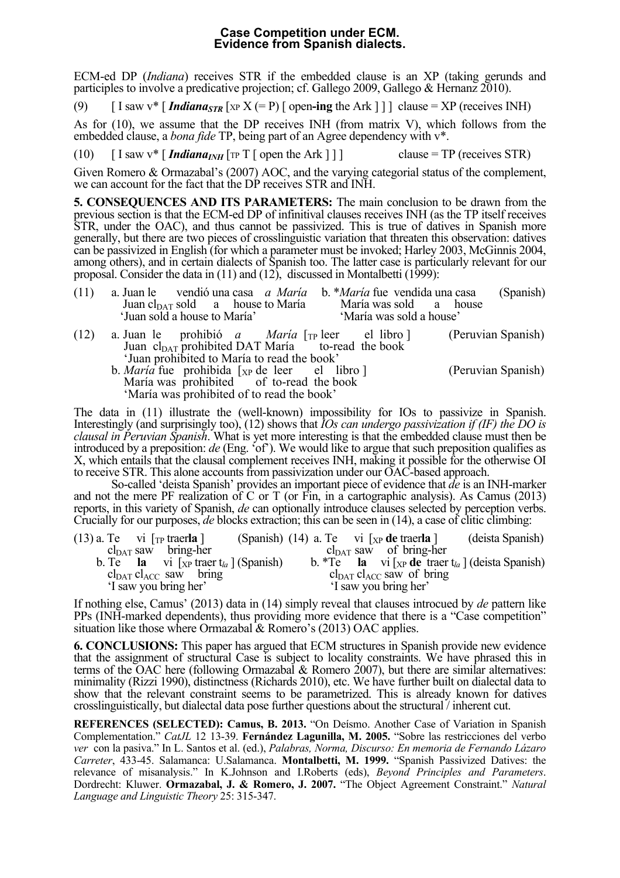# Case Competition under ECM.
# Evidence from Spanish dialects.

ECM-ed DP (*Indiana*) receives STR if the embedded clause is an XP (taking gerunds and participles to involve a predicative projection; cf. Gallego 2009, Gallego & Hernanz 2010).

(9) [ I saw v* [ ***Indiana***$_{STR}$ [$_{XP}$ X (= P) [ open**-ing** the Ark ] ] ] clause = XP (receives INH)

As for (10), we assume that the DP receives INH (from matrix V), which follows from the embedded clause, a *bona fide* TP, being part of an Agree dependency with v*.

(10) [ I saw v* [ ***Indiana***$_{INH}$ [$_{TP}$ T [ open the Ark ] ] ] clause = TP (receives STR)

Given Romero & Ormazabal's (2007) AOC, and the varying categorial status of the complement, we can account for the fact that the DP receives STR and INH.

**5. CONSEQUENCES AND ITS PARAMETERS:** The main conclusion to be drawn from the previous section is that the ECM-ed DP of infinitival clauses receives INH (as the TP itself receives STR, under the OAC), and thus cannot be passivized. This is true of datives in Spanish more generally, but there are two pieces of crosslinguistic variation that threaten this observation: datives can be passivized in English (for which a parameter must be invoked; Harley 2003, McGinnis 2004, among others), and in certain dialects of Spanish too. The latter case is particularly relevant for our proposal. Consider the data in (11) and (12), discussed in Montalbetti (1999):

(11) a. Juan le vendió una casa *a María*
Juan cl$_{DAT}$ sold a house to María
'Juan sold a house to María'

b. \**María* fue vendida una casa (Spanish)
María was sold a house
'María was sold a house'

(12) a. Juan le prohibió *a María* [$_{TP}$ leer el libro ] (Peruvian Spanish)
Juan cl$_{DAT}$ prohibited DAT María to-read the book
'Juan prohibited to María to read the book'

b. *María* fue prohibida [$_{XP}$ de leer el libro ] (Peruvian Spanish)
María was prohibited of to-read the book
'María was prohibited of to read the book'

The data in (11) illustrate the (well-known) impossibility for IOs to passivize in Spanish. Interestingly (and surprisingly too), (12) shows that *IOs can undergo passivization if (IF) the DO is clausal in Peruvian Spanish*. What is yet more interesting is that the embedded clause must then be introduced by a preposition: *de* (Eng. 'of'). We would like to argue that such preposition qualifies as X, which entails that the clausal complement receives INH, making it possible for the otherwise OI to receive STR. This alone accounts from passivization under our OAC-based approach.

So-called 'deista Spanish' provides an important piece of evidence that *de* is an INH-marker and not the mere PF realization of C or T (or Fin, in a cartographic analysis). As Camus (2013) reports, in this variety of Spanish, *de* can optionally introduce clauses selected by perception verbs. Crucially for our purposes, *de* blocks extraction; this can be seen in (14), a case of clitic climbing:

(13) a. Te vi [$_{TP}$ traer**la** ] (Spanish)
cl$_{DAT}$ saw bring-her

b. Te **la** vi [$_{XP}$ traer $t_{la}$ ] (Spanish)
cl$_{DAT}$ cl$_{ACC}$ saw bring
'I saw you bring her'

(14) a. Te vi [$_{XP}$ **de** traer**la** ] (deista Spanish)
cl$_{DAT}$ saw of bring-her

b. \*Te **la** vi [$_{XP}$ **de** traer $t_{la}$ ] (deista Spanish)
cl$_{DAT}$ cl$_{ACC}$ saw of bring
'I saw you bring her'

If nothing else, Camus' (2013) data in (14) simply reveal that clauses introcued by *de* pattern like PPs (INH-marked dependents), thus providing more evidence that there is a "Case competition" situation like those where Ormazabal & Romero's (2013) OAC applies.

**6. CONCLUSIONS:** This paper has argued that ECM structures in Spanish provide new evidence that the assignment of structural Case is subject to locality constraints. We have phrased this in terms of the OAC here (following Ormazabal & Romero 2007), but there are similar alternatives: minimality (Rizzi 1990), distinctness (Richards 2010), etc. We have further built on dialectal data to show that the relevant constraint seems to be parametrized. This is already known for datives crosslinguistically, but dialectal data pose further questions about the structural / inherent cut.

**REFERENCES (SELECTED): Camus, B. 2013.** "On Deísmo. Another Case of Variation in Spanish Complementation." *CatJL* 12 13-39. **Fernández Lagunilla, M. 2005.** "Sobre las restricciones del verbo *ver* con la pasiva." In L. Santos et al. (ed.), *Palabras, Norma, Discurso: En memoria de Fernando Lázaro Carreter*, 433-45. Salamanca: U.Salamanca. **Montalbetti, M. 1999.** "Spanish Passivized Datives: the relevance of misanalysis." In K.Johnson and I.Roberts (eds), *Beyond Principles and Parameters*. Dordrecht: Kluwer. **Ormazabal, J. & Romero, J. 2007.** "The Object Agreement Constraint." *Natural Language and Linguistic Theory* 25: 315-347.